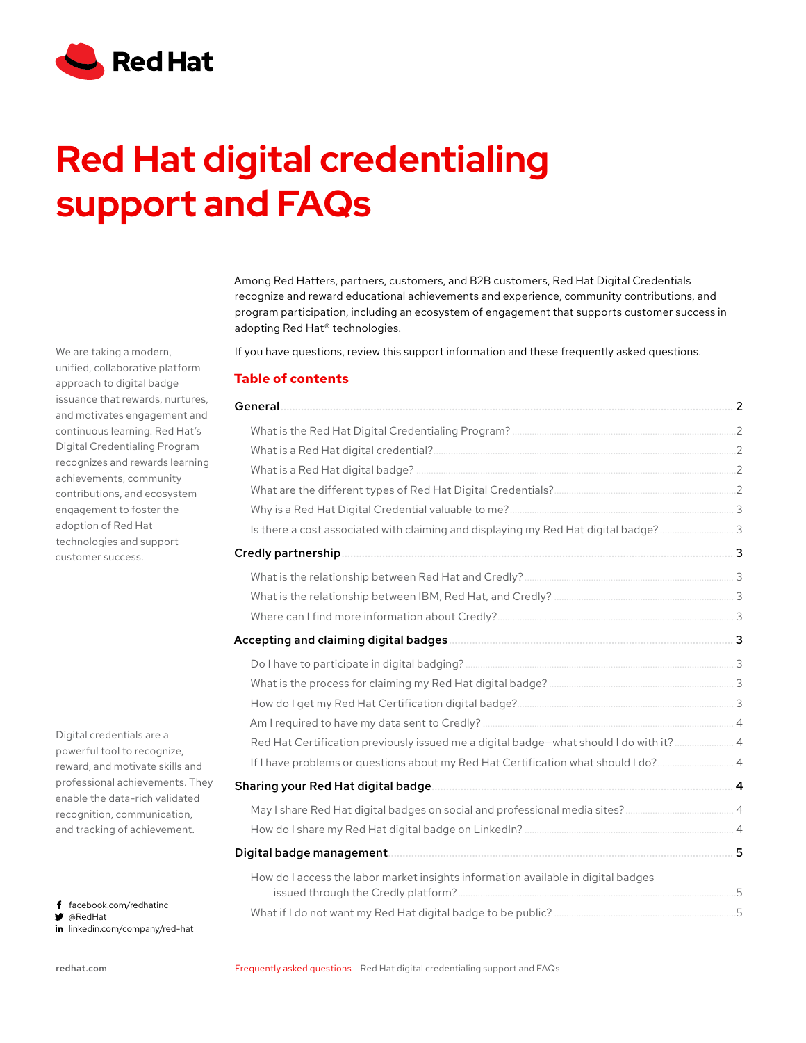# Red Hat digital credentialing support and FAQs

We are taking a modern, unified, collaborative platform approach to digital badge issuance that rewards, nurtures, and motivates engagement and continuous learning. Red Hat's Digital Credentialing Program recognizes and rewards learning achievements, community contributions, and ecosystem engagement to foster the adoption of Red Hat technologies and support customer success.

Digital credentials are a powerful tool to recognize, reward, and motivate skills and professional achievements. They enable the data-rich validated recognition, communication, and tracking of achievement.

- facebook.com/redhatinc
- @RedHat
- linkedin.com/company/red-hat

Among Red Hatters, partners, customers, and B2B customers, Red Hat Digital Credentials recognize and reward educational achievements and experience, community contributions, and program participation, including an ecosystem of engagement that supports customer success in adopting Red Hat® technologies.

If you have questions, review this support information and these frequently asked questions.

## Table of contents

**General** .......... 2

- What is the Red Hat Digital Credentialing Program? .......... 2
- What is a Red Hat digital credential? .......... 2
- What is a Red Hat digital badge? .......... 2
- What are the different types of Red Hat Digital Credentials? .......... 2
- Why is a Red Hat Digital Credential valuable to me? .......... 3
- Is there a cost associated with claiming and displaying my Red Hat digital badge? .......... 3

**Credly partnership** .......... 3

- What is the relationship between Red Hat and Credly? .......... 3
- What is the relationship between IBM, Red Hat, and Credly? .......... 3
- Where can I find more information about Credly? .......... 3

**Accepting and claiming digital badges** .......... 3

- Do I have to participate in digital badging? .......... 3
- What is the process for claiming my Red Hat digital badge? .......... 3
- How do I get my Red Hat Certification digital badge? .......... 3
- Am I required to have my data sent to Credly? .......... 4
- Red Hat Certification previously issued me a digital badge—what should I do with it? .......... 4
- If I have problems or questions about my Red Hat Certification what should I do? .......... 4

**Sharing your Red Hat digital badge** .......... 4

- May I share Red Hat digital badges on social and professional media sites? .......... 4
- How do I share my Red Hat digital badge on LinkedIn? .......... 4

**Digital badge management** .......... 5

- How do I access the labor market insights information available in digital badges issued through the Credly platform? .......... 5
- What if I do not want my Red Hat digital badge to be public? .......... 5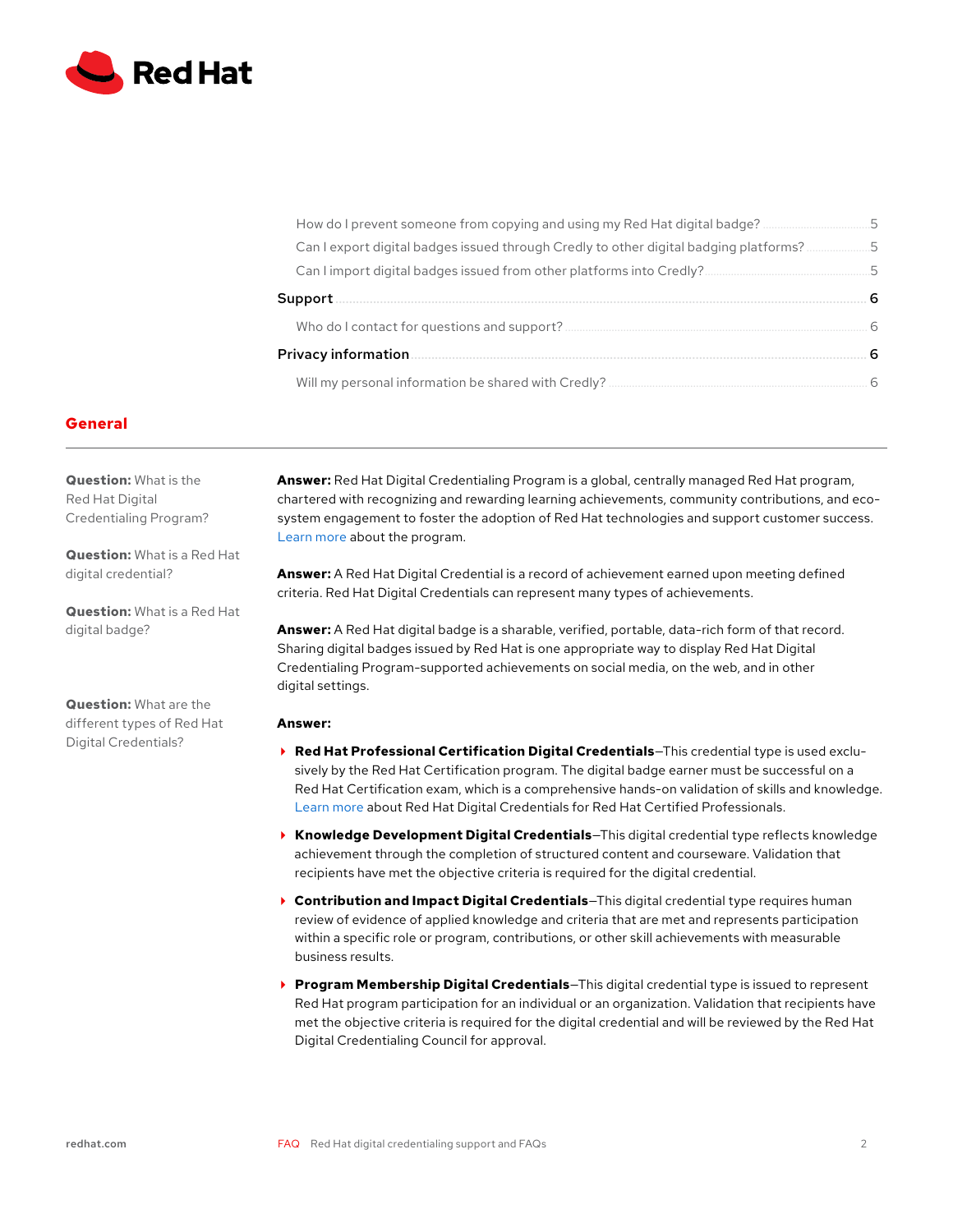How do I prevent someone from copying and using my Red Hat digital badge? ..... 5
Can I export digital badges issued through Credly to other digital badging platforms? ..... 5
Can I import digital badges issued from other platforms into Credly? ..... 5

**Support** ..... 6

Who do I contact for questions and support? ..... 6

**Privacy information** ..... 6

Will my personal information be shared with Credly? ..... 6

## General

**Question:** What is the Red Hat Digital Credentialing Program?

**Answer:** Red Hat Digital Credentialing Program is a global, centrally managed Red Hat program, chartered with recognizing and rewarding learning achievements, community contributions, and ecosystem engagement to foster the adoption of Red Hat technologies and support customer success. Learn more about the program.

**Question:** What is a Red Hat digital credential?

**Answer:** A Red Hat Digital Credential is a record of achievement earned upon meeting defined criteria. Red Hat Digital Credentials can represent many types of achievements.

**Question:** What is a Red Hat digital badge?

**Answer:** A Red Hat digital badge is a sharable, verified, portable, data-rich form of that record. Sharing digital badges issued by Red Hat is one appropriate way to display Red Hat Digital Credentialing Program-supported achievements on social media, on the web, and in other digital settings.

**Question:** What are the different types of Red Hat Digital Credentials?

**Answer:**

- **Red Hat Professional Certification Digital Credentials**—This credential type is used exclusively by the Red Hat Certification program. The digital badge earner must be successful on a Red Hat Certification exam, which is a comprehensive hands-on validation of skills and knowledge. Learn more about Red Hat Digital Credentials for Red Hat Certified Professionals.
- **Knowledge Development Digital Credentials**—This digital credential type reflects knowledge achievement through the completion of structured content and courseware. Validation that recipients have met the objective criteria is required for the digital credential.
- **Contribution and Impact Digital Credentials**—This digital credential type requires human review of evidence of applied knowledge and criteria that are met and represents participation within a specific role or program, contributions, or other skill achievements with measurable business results.
- **Program Membership Digital Credentials**—This digital credential type is issued to represent Red Hat program participation for an individual or an organization. Validation that recipients have met the objective criteria is required for the digital credential and will be reviewed by the Red Hat Digital Credentialing Council for approval.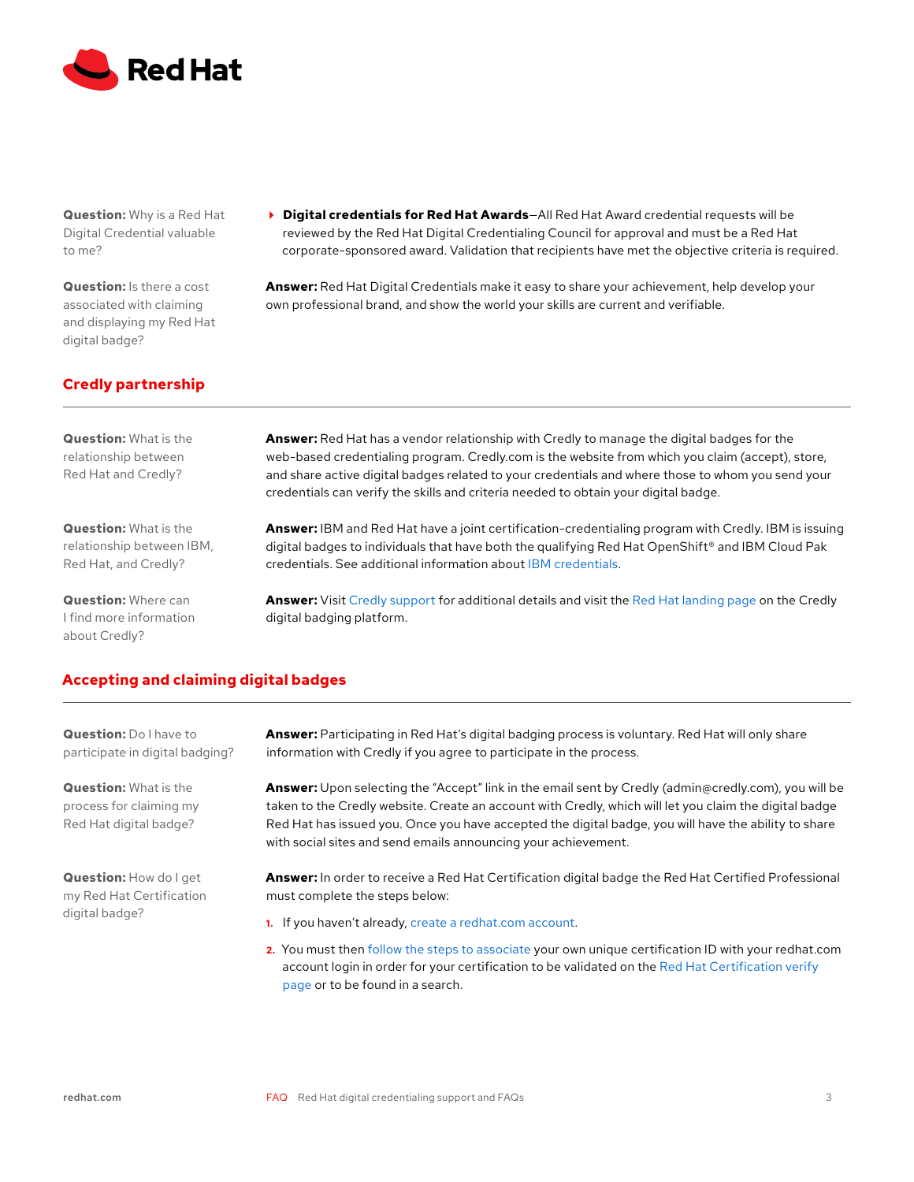**Question:** Why is a Red Hat Digital Credential valuable to me?

- **Digital credentials for Red Hat Awards**—All Red Hat Award credential requests will be reviewed by the Red Hat Digital Credentialing Council for approval and must be a Red Hat corporate-sponsored award. Validation that recipients have met the objective criteria is required.

**Answer:** Red Hat Digital Credentials make it easy to share your achievement, help develop your own professional brand, and show the world your skills are current and verifiable.

**Question:** Is there a cost associated with claiming and displaying my Red Hat digital badge?

## Credly partnership

**Question:** What is the relationship between Red Hat and Credly?

**Answer:** Red Hat has a vendor relationship with Credly to manage the digital badges for the web-based credentialing program. Credly.com is the website from which you claim (accept), store, and share active digital badges related to your credentials and where those to whom you send your credentials can verify the skills and criteria needed to obtain your digital badge.

**Question:** What is the relationship between IBM, Red Hat, and Credly?

**Answer:** IBM and Red Hat have a joint certification-credentialing program with Credly. IBM is issuing digital badges to individuals that have both the qualifying Red Hat OpenShift® and IBM Cloud Pak credentials. See additional information about IBM credentials.

**Question:** Where can I find more information about Credly?

**Answer:** Visit Credly support for additional details and visit the Red Hat landing page on the Credly digital badging platform.

## Accepting and claiming digital badges

**Question:** Do I have to participate in digital badging?

**Answer:** Participating in Red Hat's digital badging process is voluntary. Red Hat will only share information with Credly if you agree to participate in the process.

**Question:** What is the process for claiming my Red Hat digital badge?

**Answer:** Upon selecting the "Accept" link in the email sent by Credly (admin@credly.com), you will be taken to the Credly website. Create an account with Credly, which will let you claim the digital badge Red Hat has issued you. Once you have accepted the digital badge, you will have the ability to share with social sites and send emails announcing your achievement.

**Question:** How do I get my Red Hat Certification digital badge?

**Answer:** In order to receive a Red Hat Certification digital badge the Red Hat Certified Professional must complete the steps below:

1. If you haven't already, create a redhat.com account.
2. You must then follow the steps to associate your own unique certification ID with your redhat.com account login in order for your certification to be validated on the Red Hat Certification verify page or to be found in a search.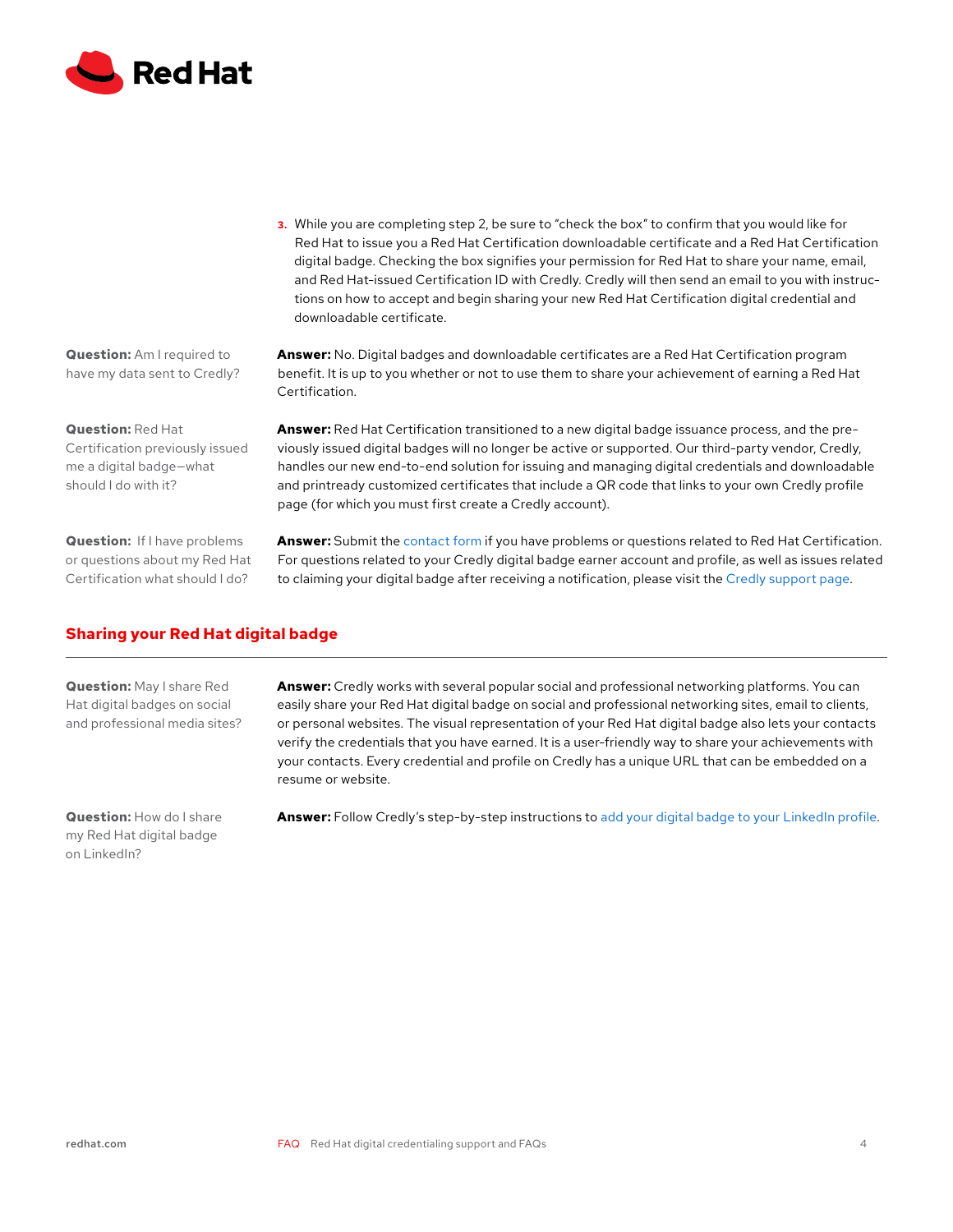3. While you are completing step 2, be sure to "check the box" to confirm that you would like for Red Hat to issue you a Red Hat Certification downloadable certificate and a Red Hat Certification digital badge. Checking the box signifies your permission for Red Hat to share your name, email, and Red Hat-issued Certification ID with Credly. Credly will then send an email to you with instructions on how to accept and begin sharing your new Red Hat Certification digital credential and downloadable certificate.

**Question:** Am I required to have my data sent to Credly?

**Answer:** No. Digital badges and downloadable certificates are a Red Hat Certification program benefit. It is up to you whether or not to use them to share your achievement of earning a Red Hat Certification.

**Question:** Red Hat Certification previously issued me a digital badge—what should I do with it?

**Answer:** Red Hat Certification transitioned to a new digital badge issuance process, and the previously issued digital badges will no longer be active or supported. Our third-party vendor, Credly, handles our new end-to-end solution for issuing and managing digital credentials and downloadable and printready customized certificates that include a QR code that links to your own Credly profile page (for which you must first create a Credly account).

**Question:** If I have problems or questions about my Red Hat Certification what should I do?

**Answer:** Submit the contact form if you have problems or questions related to Red Hat Certification. For questions related to your Credly digital badge earner account and profile, as well as issues related to claiming your digital badge after receiving a notification, please visit the Credly support page.

## Sharing your Red Hat digital badge

**Question:** May I share Red Hat digital badges on social and professional media sites?

**Answer:** Credly works with several popular social and professional networking platforms. You can easily share your Red Hat digital badge on social and professional networking sites, email to clients, or personal websites. The visual representation of your Red Hat digital badge also lets your contacts verify the credentials that you have earned. It is a user-friendly way to share your achievements with your contacts. Every credential and profile on Credly has a unique URL that can be embedded on a resume or website.

**Question:** How do I share my Red Hat digital badge on LinkedIn?

**Answer:** Follow Credly's step-by-step instructions to add your digital badge to your LinkedIn profile.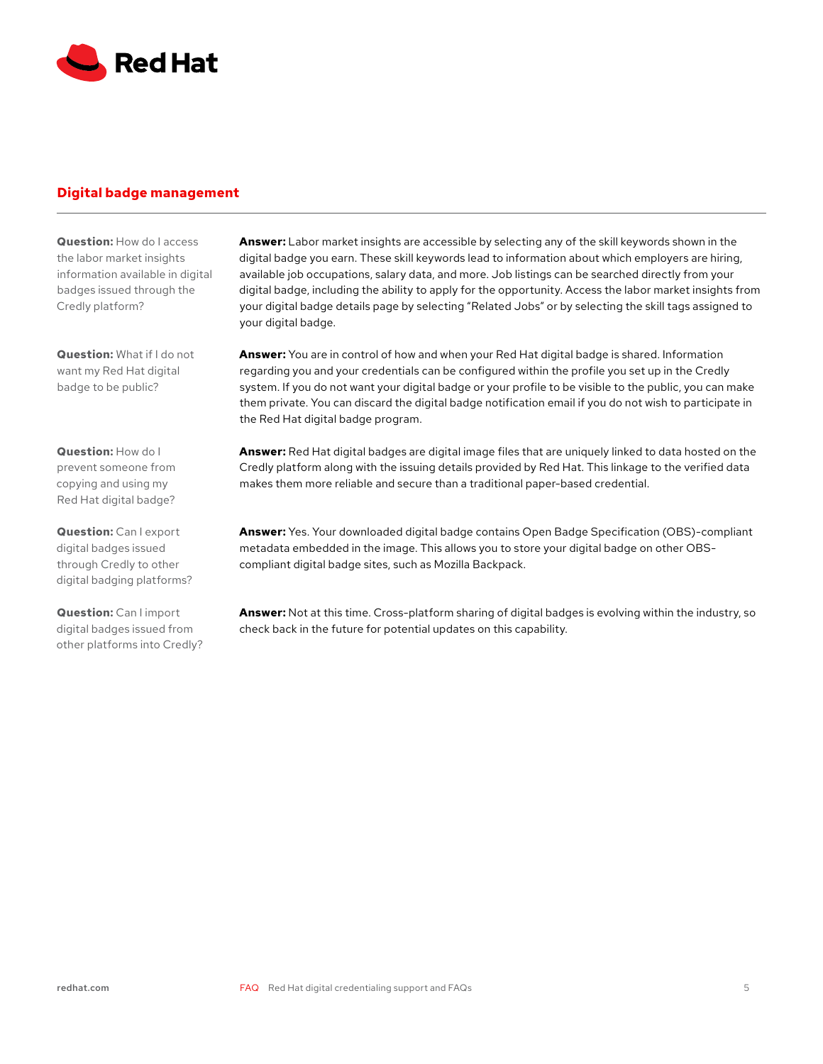## Digital badge management

**Question:** How do I access the labor market insights information available in digital badges issued through the Credly platform?

**Answer:** Labor market insights are accessible by selecting any of the skill keywords shown in the digital badge you earn. These skill keywords lead to information about which employers are hiring, available job occupations, salary data, and more. Job listings can be searched directly from your digital badge, including the ability to apply for the opportunity. Access the labor market insights from your digital badge details page by selecting "Related Jobs" or by selecting the skill tags assigned to your digital badge.

**Question:** What if I do not want my Red Hat digital badge to be public?

**Answer:** You are in control of how and when your Red Hat digital badge is shared. Information regarding you and your credentials can be configured within the profile you set up in the Credly system. If you do not want your digital badge or your profile to be visible to the public, you can make them private. You can discard the digital badge notification email if you do not wish to participate in the Red Hat digital badge program.

**Question:** How do I prevent someone from copying and using my Red Hat digital badge?

**Answer:** Red Hat digital badges are digital image files that are uniquely linked to data hosted on the Credly platform along with the issuing details provided by Red Hat. This linkage to the verified data makes them more reliable and secure than a traditional paper-based credential.

**Question:** Can I export digital badges issued through Credly to other digital badging platforms?

**Answer:** Yes. Your downloaded digital badge contains Open Badge Specification (OBS)-compliant metadata embedded in the image. This allows you to store your digital badge on other OBS-compliant digital badge sites, such as Mozilla Backpack.

**Question:** Can I import digital badges issued from other platforms into Credly?

**Answer:** Not at this time. Cross-platform sharing of digital badges is evolving within the industry, so check back in the future for potential updates on this capability.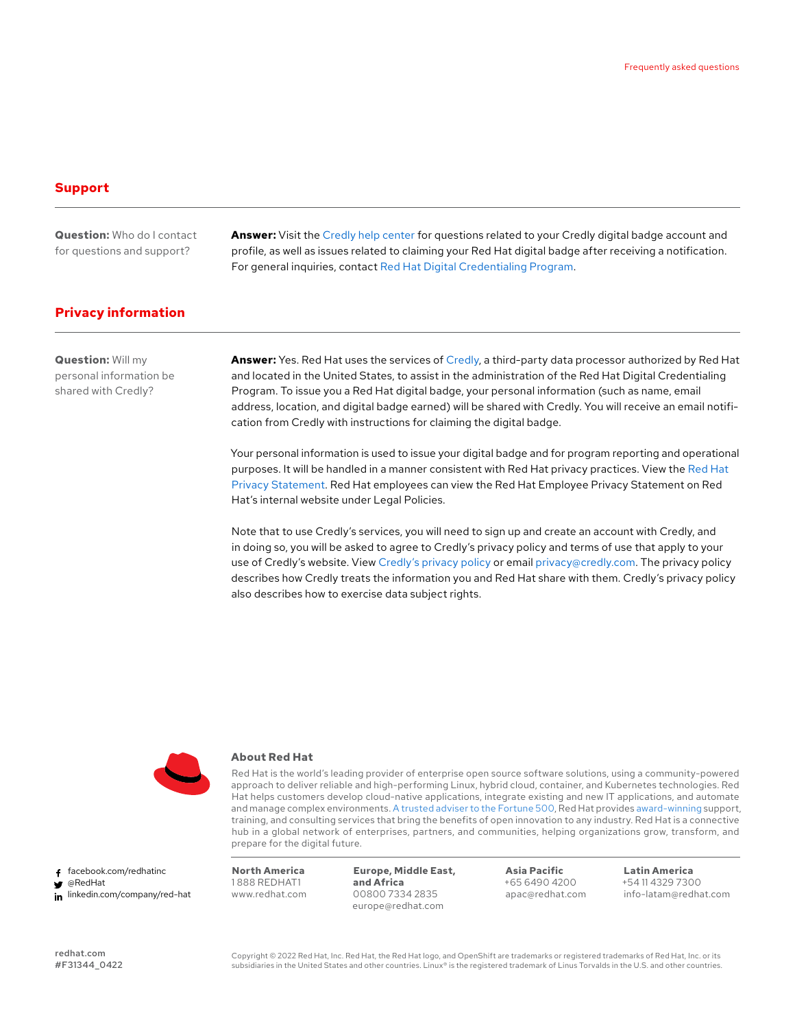## Support

**Question:** Who do I contact for questions and support?

**Answer:** Visit the Credly help center for questions related to your Credly digital badge account and profile, as well as issues related to claiming your Red Hat digital badge after receiving a notification. For general inquiries, contact Red Hat Digital Credentialing Program.

## Privacy information

**Question:** Will my personal information be shared with Credly?

**Answer:** Yes. Red Hat uses the services of Credly, a third-party data processor authorized by Red Hat and located in the United States, to assist in the administration of the Red Hat Digital Credentialing Program. To issue you a Red Hat digital badge, your personal information (such as name, email address, location, and digital badge earned) will be shared with Credly. You will receive an email notification from Credly with instructions for claiming the digital badge.

Your personal information is used to issue your digital badge and for program reporting and operational purposes. It will be handled in a manner consistent with Red Hat privacy practices. View the Red Hat Privacy Statement. Red Hat employees can view the Red Hat Employee Privacy Statement on Red Hat's internal website under Legal Policies.

Note that to use Credly's services, you will need to sign up and create an account with Credly, and in doing so, you will be asked to agree to Credly's privacy policy and terms of use that apply to your use of Credly's website. View Credly's privacy policy or email privacy@credly.com. The privacy policy describes how Credly treats the information you and Red Hat share with them. Credly's privacy policy also describes how to exercise data subject rights.

### About Red Hat

Red Hat is the world's leading provider of enterprise open source software solutions, using a community-powered approach to deliver reliable and high-performing Linux, hybrid cloud, container, and Kubernetes technologies. Red Hat helps customers develop cloud-native applications, integrate existing and new IT applications, and automate and manage complex environments. A trusted adviser to the Fortune 500, Red Hat provides award-winning support, training, and consulting services that bring the benefits of open innovation to any industry. Red Hat is a connective hub in a global network of enterprises, partners, and communities, helping organizations grow, transform, and prepare for the digital future.

facebook.com/redhatinc
@RedHat
linkedin.com/company/red-hat

**North America**
1 888 REDHAT1
www.redhat.com

**Europe, Middle East, and Africa**
00800 7334 2835
europe@redhat.com

**Asia Pacific**
+65 6490 4200
apac@redhat.com

**Latin America**
+54 11 4329 7300
info-latam@redhat.com

redhat.com
#F31344_0422

Copyright © 2022 Red Hat, Inc. Red Hat, the Red Hat logo, and OpenShift are trademarks or registered trademarks of Red Hat, Inc. or its subsidiaries in the United States and other countries. Linux® is the registered trademark of Linus Torvalds in the U.S. and other countries.